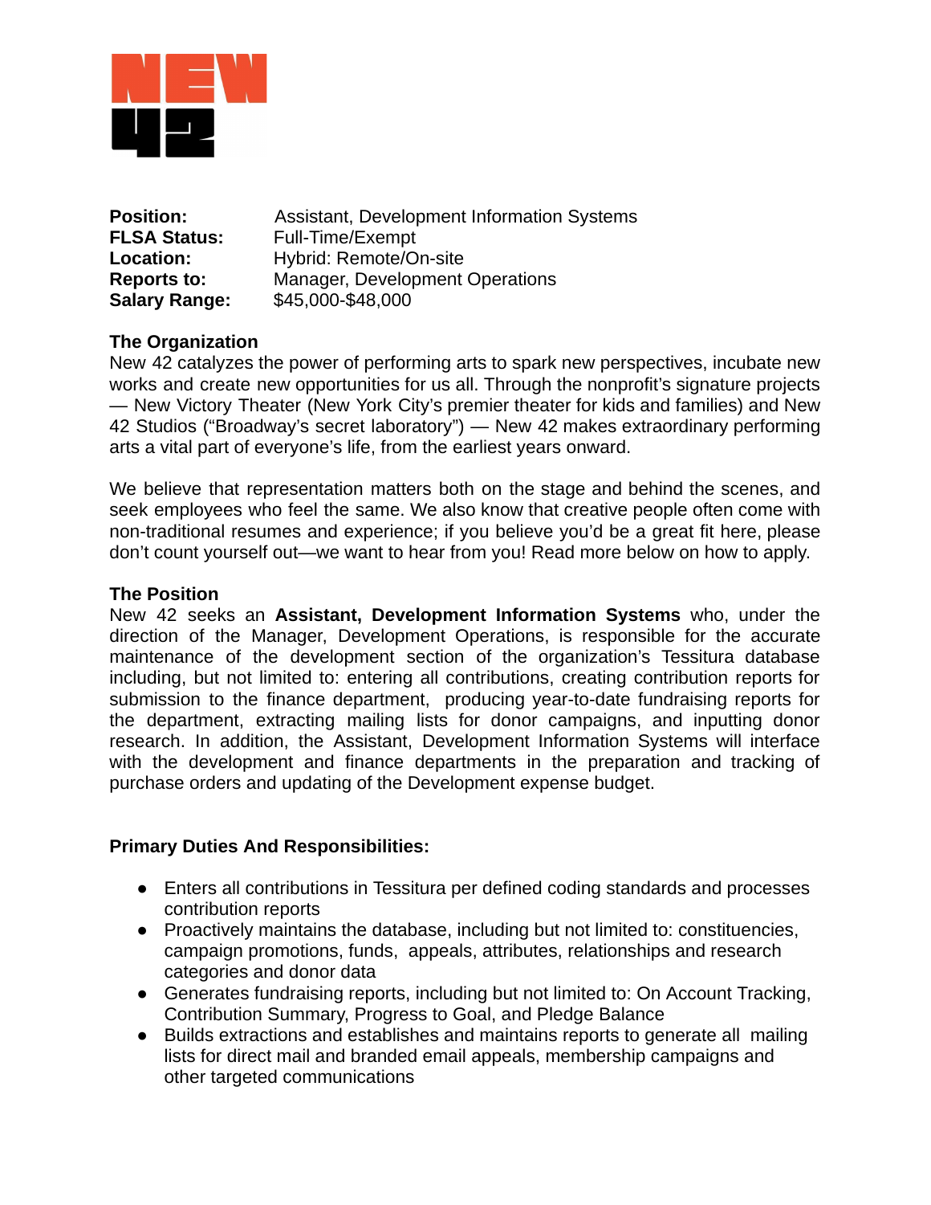**Position:** Assistant, Development Information Systems
**FLSA Status:** Full-Time/Exempt
**Location:** Hybrid: Remote/On-site
**Reports to:** Manager, Development Operations
**Salary Range:** $45,000-$48,000

**The Organization**

New 42 catalyzes the power of performing arts to spark new perspectives, incubate new works and create new opportunities for us all. Through the nonprofit's signature projects — New Victory Theater (New York City's premier theater for kids and families) and New 42 Studios ("Broadway's secret laboratory") — New 42 makes extraordinary performing arts a vital part of everyone's life, from the earliest years onward.

We believe that representation matters both on the stage and behind the scenes, and seek employees who feel the same. We also know that creative people often come with non-traditional resumes and experience; if you believe you'd be a great fit here, please don't count yourself out—we want to hear from you! Read more below on how to apply.

**The Position**

New 42 seeks an **Assistant, Development Information Systems** who, under the direction of the Manager, Development Operations, is responsible for the accurate maintenance of the development section of the organization's Tessitura database including, but not limited to: entering all contributions, creating contribution reports for submission to the finance department, producing year-to-date fundraising reports for the department, extracting mailing lists for donor campaigns, and inputting donor research. In addition, the Assistant, Development Information Systems will interface with the development and finance departments in the preparation and tracking of purchase orders and updating of the Development expense budget.

**Primary Duties And Responsibilities:**

- Enters all contributions in Tessitura per defined coding standards and processes contribution reports
- Proactively maintains the database, including but not limited to: constituencies, campaign promotions, funds, appeals, attributes, relationships and research categories and donor data
- Generates fundraising reports, including but not limited to: On Account Tracking, Contribution Summary, Progress to Goal, and Pledge Balance
- Builds extractions and establishes and maintains reports to generate all mailing lists for direct mail and branded email appeals, membership campaigns and other targeted communications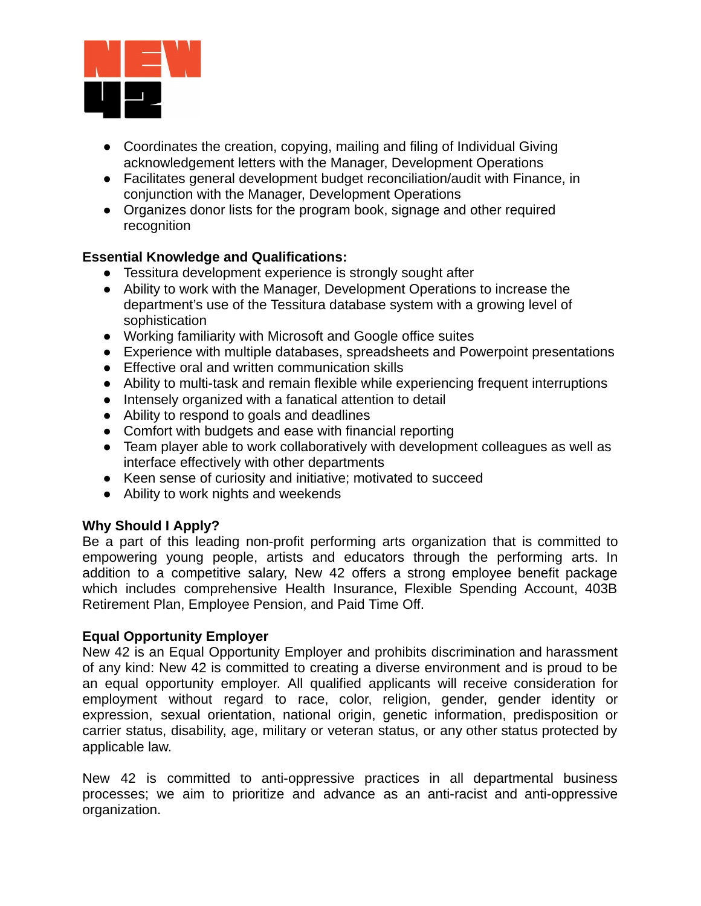- Coordinates the creation, copying, mailing and filing of Individual Giving acknowledgement letters with the Manager, Development Operations
- Facilitates general development budget reconciliation/audit with Finance, in conjunction with the Manager, Development Operations
- Organizes donor lists for the program book, signage and other required recognition

**Essential Knowledge and Qualifications:**

- Tessitura development experience is strongly sought after
- Ability to work with the Manager, Development Operations to increase the department's use of the Tessitura database system with a growing level of sophistication
- Working familiarity with Microsoft and Google office suites
- Experience with multiple databases, spreadsheets and Powerpoint presentations
- Effective oral and written communication skills
- Ability to multi-task and remain flexible while experiencing frequent interruptions
- Intensely organized with a fanatical attention to detail
- Ability to respond to goals and deadlines
- Comfort with budgets and ease with financial reporting
- Team player able to work collaboratively with development colleagues as well as interface effectively with other departments
- Keen sense of curiosity and initiative; motivated to succeed
- Ability to work nights and weekends

**Why Should I Apply?**

Be a part of this leading non-profit performing arts organization that is committed to empowering young people, artists and educators through the performing arts. In addition to a competitive salary, New 42 offers a strong employee benefit package which includes comprehensive Health Insurance, Flexible Spending Account, 403B Retirement Plan, Employee Pension, and Paid Time Off.

**Equal Opportunity Employer**

New 42 is an Equal Opportunity Employer and prohibits discrimination and harassment of any kind: New 42 is committed to creating a diverse environment and is proud to be an equal opportunity employer. All qualified applicants will receive consideration for employment without regard to race, color, religion, gender, gender identity or expression, sexual orientation, national origin, genetic information, predisposition or carrier status, disability, age, military or veteran status, or any other status protected by applicable law.

New 42 is committed to anti-oppressive practices in all departmental business processes; we aim to prioritize and advance as an anti-racist and anti-oppressive organization.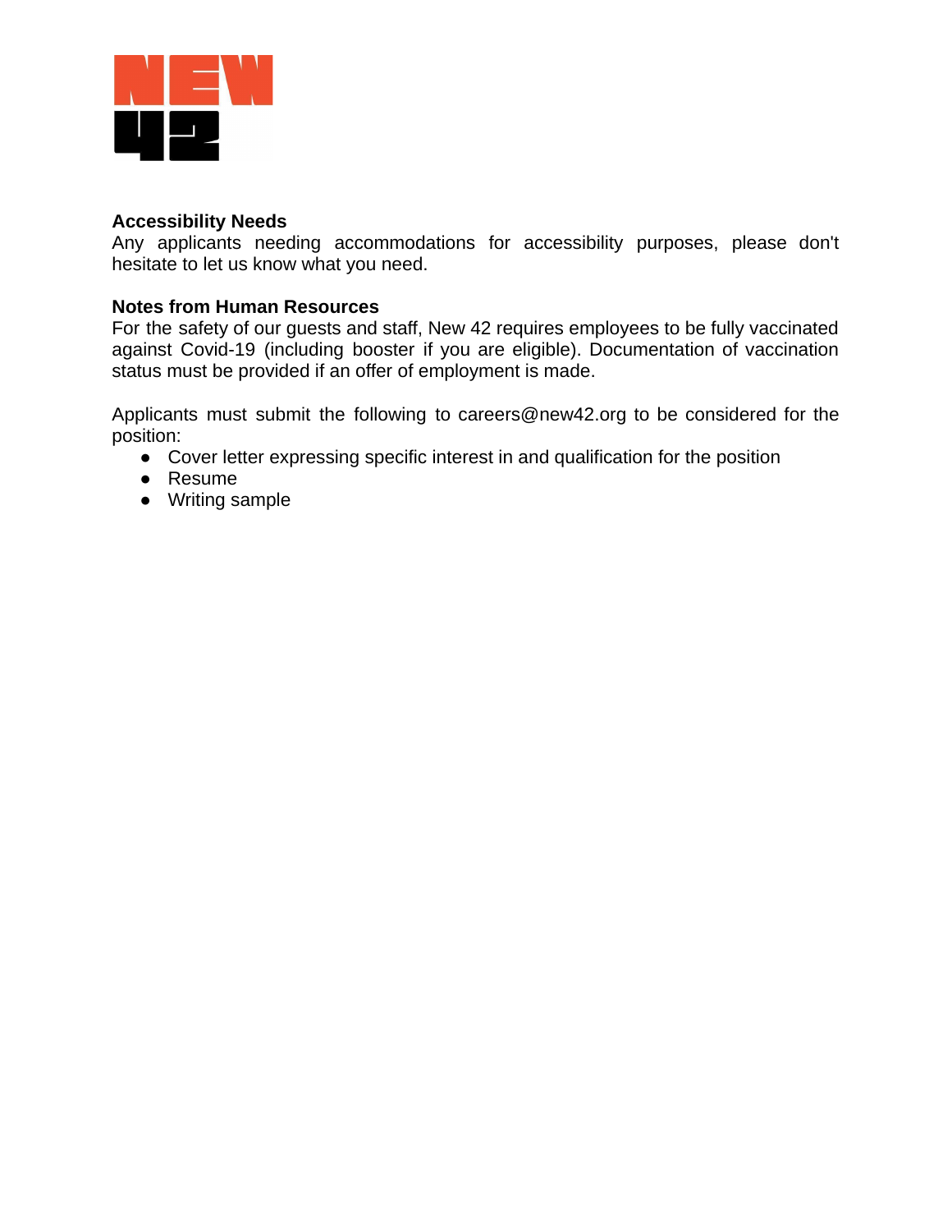**Accessibility Needs**
Any applicants needing accommodations for accessibility purposes, please don't hesitate to let us know what you need.

**Notes from Human Resources**
For the safety of our guests and staff, New 42 requires employees to be fully vaccinated against Covid-19 (including booster if you are eligible). Documentation of vaccination status must be provided if an offer of employment is made.

Applicants must submit the following to careers@new42.org to be considered for the position:

- Cover letter expressing specific interest in and qualification for the position
- Resume
- Writing sample